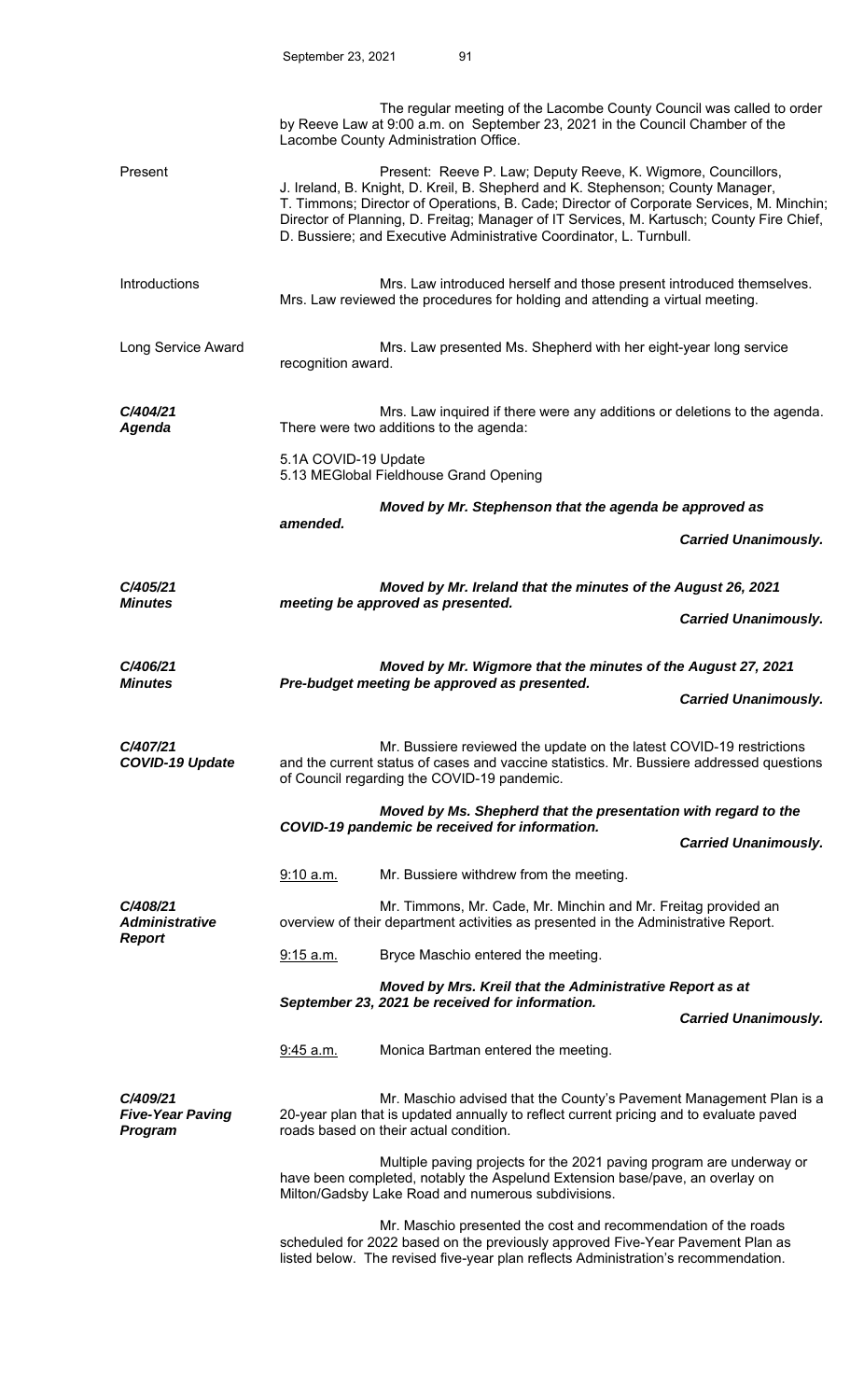The regular meeting of the Lacombe County Council was called to order by Reeve Law at 9:00 a.m. on September 23, 2021 in the Council Chamber of the Lacombe County Administration Office.

**Present**

Present: Reeve P. Law; Deputy Reeve, K. Wigmore, Councillors, J. Ireland, B. Knight, D. Kreil, B. Shepherd and K. Stephenson; County Manager, T. Timmons; Director of Operations, B. Cade; Director of Corporate Services, M. Minchin; Director of Planning, D. Freitag; Manager of IT Services, M. Kartusch; County Fire Chief, D. Bussiere; and Executive Administrative Coordinator, L. Turnbull.

**Introductions**

Mrs. Law introduced herself and those present introduced themselves. Mrs. Law reviewed the procedures for holding and attending a virtual meeting.

**Long Service Award**

Mrs. Law presented Ms. Shepherd with her eight-year long service recognition award.

***C/404/21 Agenda***

Mrs. Law inquired if there were any additions or deletions to the agenda. There were two additions to the agenda:

5.1A COVID-19 Update
5.13 MEGlobal Fieldhouse Grand Opening

***Moved by Mr. Stephenson that the agenda be approved as amended.***

***Carried Unanimously.***

***C/405/21 Minutes***

***Moved by Mr. Ireland that the minutes of the August 26, 2021 meeting be approved as presented.***

***Carried Unanimously.***

***C/406/21 Minutes***

***Moved by Mr. Wigmore that the minutes of the August 27, 2021 Pre-budget meeting be approved as presented.***

***Carried Unanimously.***

***C/407/21 COVID-19 Update***

Mr. Bussiere reviewed the update on the latest COVID-19 restrictions and the current status of cases and vaccine statistics. Mr. Bussiere addressed questions of Council regarding the COVID-19 pandemic.

***Moved by Ms. Shepherd that the presentation with regard to the COVID-19 pandemic be received for information.***

***Carried Unanimously.***

9:10 a.m. Mr. Bussiere withdrew from the meeting.

***C/408/21 Administrative Report***

Mr. Timmons, Mr. Cade, Mr. Minchin and Mr. Freitag provided an overview of their department activities as presented in the Administrative Report.

9:15 a.m. Bryce Maschio entered the meeting.

***Moved by Mrs. Kreil that the Administrative Report as at September 23, 2021 be received for information.***

***Carried Unanimously.***

9:45 a.m. Monica Bartman entered the meeting.

***C/409/21 Five-Year Paving Program***

Mr. Maschio advised that the County's Pavement Management Plan is a 20-year plan that is updated annually to reflect current pricing and to evaluate paved roads based on their actual condition.

Multiple paving projects for the 2021 paving program are underway or have been completed, notably the Aspelund Extension base/pave, an overlay on Milton/Gadsby Lake Road and numerous subdivisions.

Mr. Maschio presented the cost and recommendation of the roads scheduled for 2022 based on the previously approved Five-Year Pavement Plan as listed below. The revised five-year plan reflects Administration's recommendation.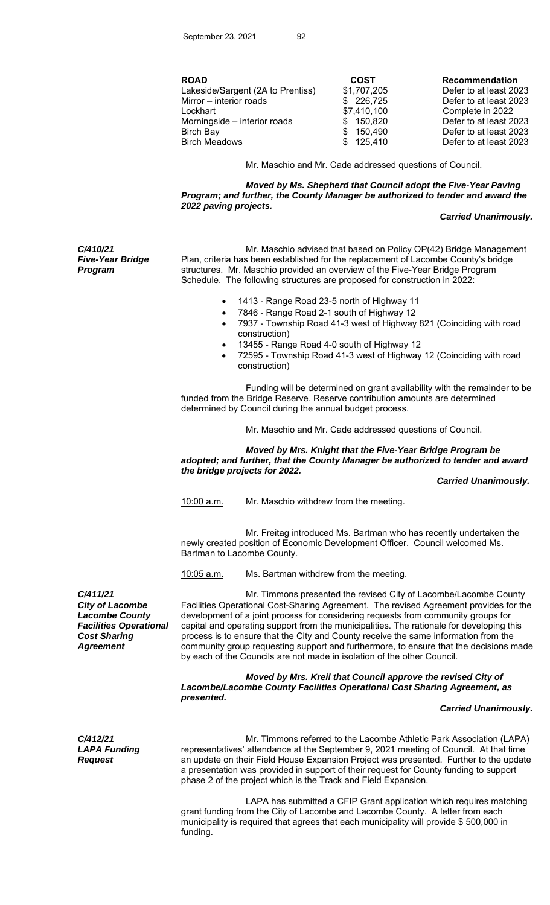| ROAD | COST | Recommendation |
|---|---|---|
| Lakeside/Sargent (2A to Prentiss) | $1,707,205 | Defer to at least 2023 |
| Mirror – interior roads | $ 226,725 | Defer to at least 2023 |
| Lockhart | $7,410,100 | Complete in 2022 |
| Morningside – interior roads | $ 150,820 | Defer to at least 2023 |
| Birch Bay | $ 150,490 | Defer to at least 2023 |
| Birch Meadows | $ 125,410 | Defer to at least 2023 |

Mr. Maschio and Mr. Cade addressed questions of Council.

***Moved by Ms. Shepherd that Council adopt the Five-Year Paving Program; and further, the County Manager be authorized to tender and award the 2022 paving projects.***

***Carried Unanimously.***

***C/410/21***
***Five-Year Bridge Program***

Mr. Maschio advised that based on Policy OP(42) Bridge Management Plan, criteria has been established for the replacement of Lacombe County's bridge structures. Mr. Maschio provided an overview of the Five-Year Bridge Program Schedule. The following structures are proposed for construction in 2022:

- 1413 - Range Road 23-5 north of Highway 11
- 7846 - Range Road 2-1 south of Highway 12
- 7937 - Township Road 41-3 west of Highway 821 (Coinciding with road construction)
- 13455 - Range Road 4-0 south of Highway 12
- 72595 - Township Road 41-3 west of Highway 12 (Coinciding with road construction)

Funding will be determined on grant availability with the remainder to be funded from the Bridge Reserve. Reserve contribution amounts are determined determined by Council during the annual budget process.

Mr. Maschio and Mr. Cade addressed questions of Council.

***Moved by Mrs. Knight that the Five-Year Bridge Program be adopted; and further, that the County Manager be authorized to tender and award the bridge projects for 2022.***

***Carried Unanimously.***

10:00 a.m. Mr. Maschio withdrew from the meeting.

Mr. Freitag introduced Ms. Bartman who has recently undertaken the newly created position of Economic Development Officer. Council welcomed Ms. Bartman to Lacombe County.

10:05 a.m. Ms. Bartman withdrew from the meeting.

***C/411/21***
***City of Lacombe Lacombe County Facilities Operational Cost Sharing Agreement***

Mr. Timmons presented the revised City of Lacombe/Lacombe County Facilities Operational Cost-Sharing Agreement. The revised Agreement provides for the development of a joint process for considering requests from community groups for capital and operating support from the municipalities. The rationale for developing this process is to ensure that the City and County receive the same information from the community group requesting support and furthermore, to ensure that the decisions made by each of the Councils are not made in isolation of the other Council.

***Moved by Mrs. Kreil that Council approve the revised City of Lacombe/Lacombe County Facilities Operational Cost Sharing Agreement, as presented.***

***Carried Unanimously.***

***C/412/21***
***LAPA Funding Request***

Mr. Timmons referred to the Lacombe Athletic Park Association (LAPA) representatives' attendance at the September 9, 2021 meeting of Council. At that time an update on their Field House Expansion Project was presented. Further to the update a presentation was provided in support of their request for County funding to support phase 2 of the project which is the Track and Field Expansion.

LAPA has submitted a CFIP Grant application which requires matching grant funding from the City of Lacombe and Lacombe County. A letter from each municipality is required that agrees that each municipality will provide $ 500,000 in funding.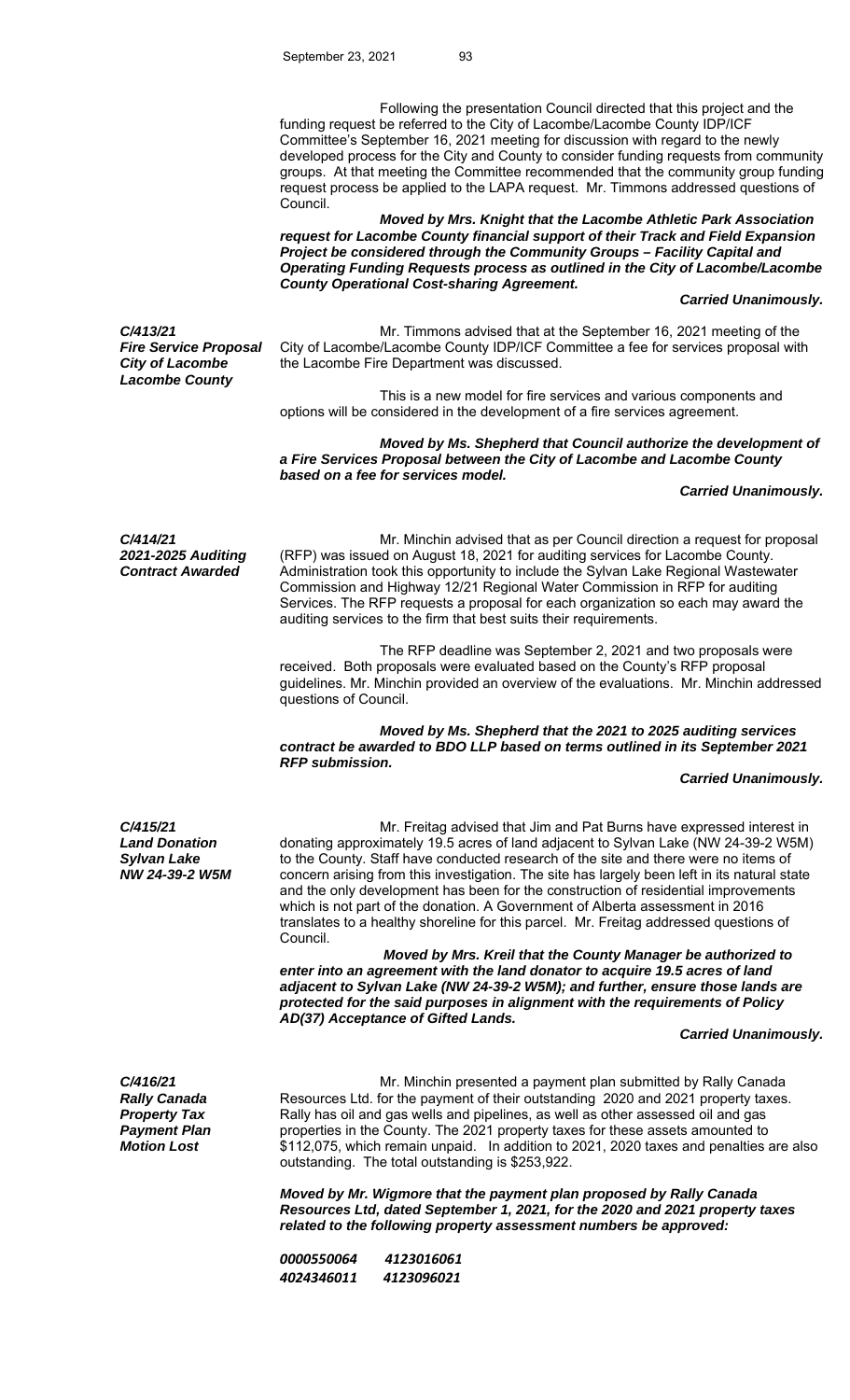Following the presentation Council directed that this project and the funding request be referred to the City of Lacombe/Lacombe County IDP/ICF Committee's September 16, 2021 meeting for discussion with regard to the newly developed process for the City and County to consider funding requests from community groups. At that meeting the Committee recommended that the community group funding request process be applied to the LAPA request. Mr. Timmons addressed questions of Council.

***Moved by Mrs. Knight that the Lacombe Athletic Park Association request for Lacombe County financial support of their Track and Field Expansion Project be considered through the Community Groups – Facility Capital and Operating Funding Requests process as outlined in the City of Lacombe/Lacombe County Operational Cost-sharing Agreement.***

***Carried Unanimously.***

***C/413/21***
***Fire Service Proposal City of Lacombe Lacombe County***

Mr. Timmons advised that at the September 16, 2021 meeting of the City of Lacombe/Lacombe County IDP/ICF Committee a fee for services proposal with the Lacombe Fire Department was discussed.

This is a new model for fire services and various components and options will be considered in the development of a fire services agreement.

***Moved by Ms. Shepherd that Council authorize the development of a Fire Services Proposal between the City of Lacombe and Lacombe County based on a fee for services model.***

***Carried Unanimously.***

***C/414/21***
***2021-2025 Auditing Contract Awarded***

Mr. Minchin advised that as per Council direction a request for proposal (RFP) was issued on August 18, 2021 for auditing services for Lacombe County. Administration took this opportunity to include the Sylvan Lake Regional Wastewater Commission and Highway 12/21 Regional Water Commission in RFP for auditing Services. The RFP requests a proposal for each organization so each may award the auditing services to the firm that best suits their requirements.

The RFP deadline was September 2, 2021 and two proposals were received. Both proposals were evaluated based on the County's RFP proposal guidelines. Mr. Minchin provided an overview of the evaluations. Mr. Minchin addressed questions of Council.

***Moved by Ms. Shepherd that the 2021 to 2025 auditing services contract be awarded to BDO LLP based on terms outlined in its September 2021 RFP submission.***

***Carried Unanimously.***

***C/415/21***
***Land Donation Sylvan Lake NW 24-39-2 W5M***

Mr. Freitag advised that Jim and Pat Burns have expressed interest in donating approximately 19.5 acres of land adjacent to Sylvan Lake (NW 24-39-2 W5M) to the County. Staff have conducted research of the site and there were no items of concern arising from this investigation. The site has largely been left in its natural state and the only development has been for the construction of residential improvements which is not part of the donation. A Government of Alberta assessment in 2016 translates to a healthy shoreline for this parcel. Mr. Freitag addressed questions of Council.

***Moved by Mrs. Kreil that the County Manager be authorized to enter into an agreement with the land donator to acquire 19.5 acres of land adjacent to Sylvan Lake (NW 24-39-2 W5M); and further, ensure those lands are protected for the said purposes in alignment with the requirements of Policy AD(37) Acceptance of Gifted Lands.***

***Carried Unanimously.***

***C/416/21***
***Rally Canada Property Tax Payment Plan Motion Lost***

Mr. Minchin presented a payment plan submitted by Rally Canada Resources Ltd. for the payment of their outstanding 2020 and 2021 property taxes. Rally has oil and gas wells and pipelines, as well as other assessed oil and gas properties in the County. The 2021 property taxes for these assets amounted to $112,075, which remain unpaid. In addition to 2021, 2020 taxes and penalties are also outstanding. The total outstanding is $253,922.

***Moved by Mr. Wigmore that the payment plan proposed by Rally Canada Resources Ltd, dated September 1, 2021, for the 2020 and 2021 property taxes related to the following property assessment numbers be approved:***

| | |
|---|---|
| *0000550064* | *4123016061* |
| *4024346011* | *4123096021* |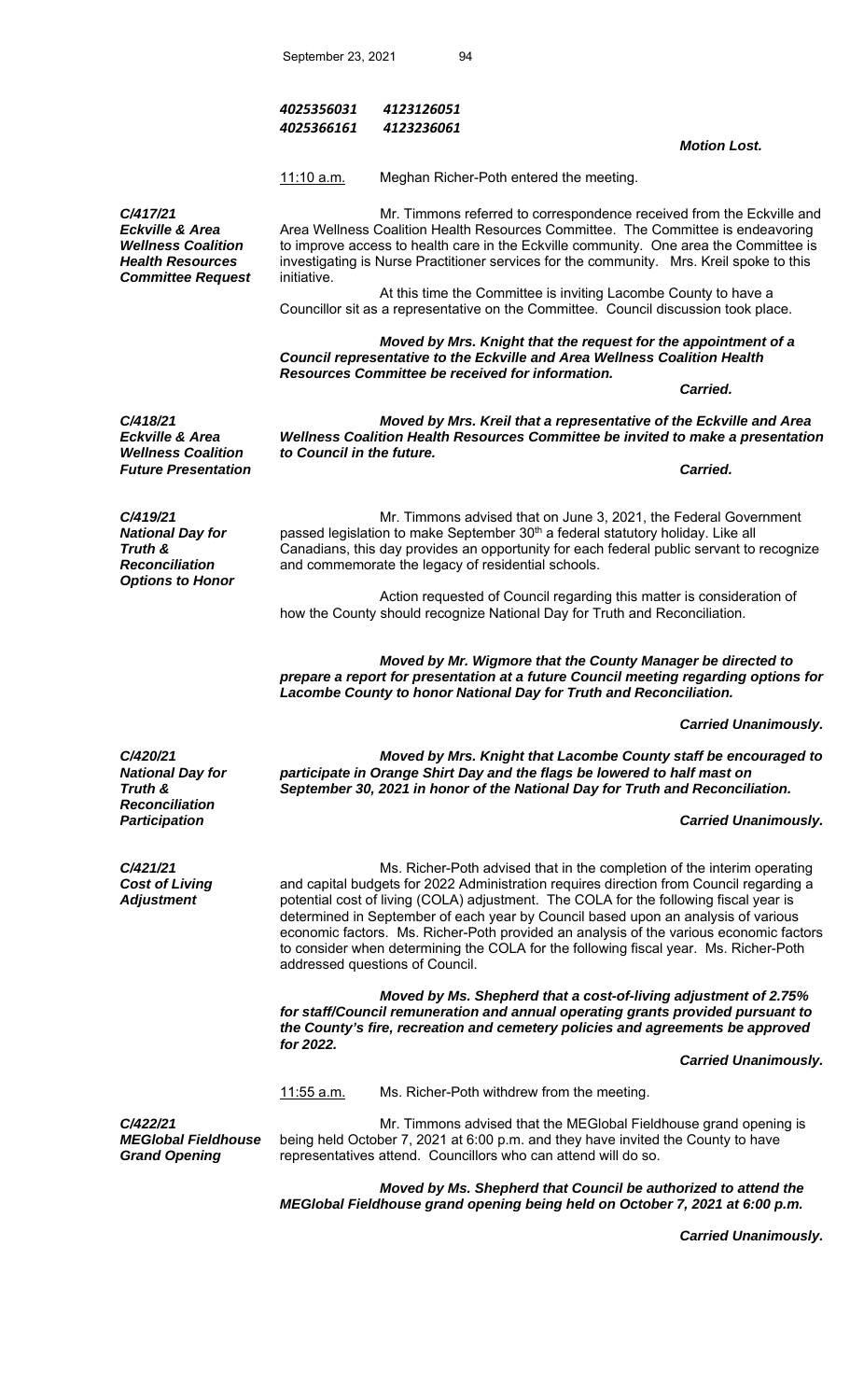*4025356031  4123126051*
*4025366161  4123236061*

***Motion Lost.***

11:10 a.m. Meghan Richer-Poth entered the meeting.

***C/417/21 Eckville & Area Wellness Coalition Health Resources Committee Request***

Mr. Timmons referred to correspondence received from the Eckville and Area Wellness Coalition Health Resources Committee. The Committee is endeavoring to improve access to health care in the Eckville community. One area the Committee is investigating is Nurse Practitioner services for the community. Mrs. Kreil spoke to this initiative.

At this time the Committee is inviting Lacombe County to have a Councillor sit as a representative on the Committee. Council discussion took place.

***Moved by Mrs. Knight that the request for the appointment of a Council representative to the Eckville and Area Wellness Coalition Health Resources Committee be received for information.***

***Carried.***

***C/418/21 Eckville & Area Wellness Coalition Future Presentation***

***Moved by Mrs. Kreil that a representative of the Eckville and Area Wellness Coalition Health Resources Committee be invited to make a presentation to Council in the future.***

***Carried.***

***C/419/21 National Day for Truth & Reconciliation Options to Honor***

Mr. Timmons advised that on June 3, 2021, the Federal Government passed legislation to make September 30th a federal statutory holiday. Like all Canadians, this day provides an opportunity for each federal public servant to recognize and commemorate the legacy of residential schools.

Action requested of Council regarding this matter is consideration of how the County should recognize National Day for Truth and Reconciliation.

***Moved by Mr. Wigmore that the County Manager be directed to prepare a report for presentation at a future Council meeting regarding options for Lacombe County to honor National Day for Truth and Reconciliation.***

***Carried Unanimously.***

***C/420/21 National Day for Truth & Reconciliation Participation***

***Moved by Mrs. Knight that Lacombe County staff be encouraged to participate in Orange Shirt Day and the flags be lowered to half mast on September 30, 2021 in honor of the National Day for Truth and Reconciliation.***

***Carried Unanimously.***

***C/421/21 Cost of Living Adjustment***

Ms. Richer-Poth advised that in the completion of the interim operating and capital budgets for 2022 Administration requires direction from Council regarding a potential cost of living (COLA) adjustment. The COLA for the following fiscal year is determined in September of each year by Council based upon an analysis of various economic factors. Ms. Richer-Poth provided an analysis of the various economic factors to consider when determining the COLA for the following fiscal year. Ms. Richer-Poth addressed questions of Council.

***Moved by Ms. Shepherd that a cost-of-living adjustment of 2.75% for staff/Council remuneration and annual operating grants provided pursuant to the County's fire, recreation and cemetery policies and agreements be approved for 2022.***

***Carried Unanimously.***

11:55 a.m. Ms. Richer-Poth withdrew from the meeting.

***C/422/21 MEGlobal Fieldhouse Grand Opening***

Mr. Timmons advised that the MEGlobal Fieldhouse grand opening is being held October 7, 2021 at 6:00 p.m. and they have invited the County to have representatives attend. Councillors who can attend will do so.

***Moved by Ms. Shepherd that Council be authorized to attend the MEGlobal Fieldhouse grand opening being held on October 7, 2021 at 6:00 p.m.***

***Carried Unanimously.***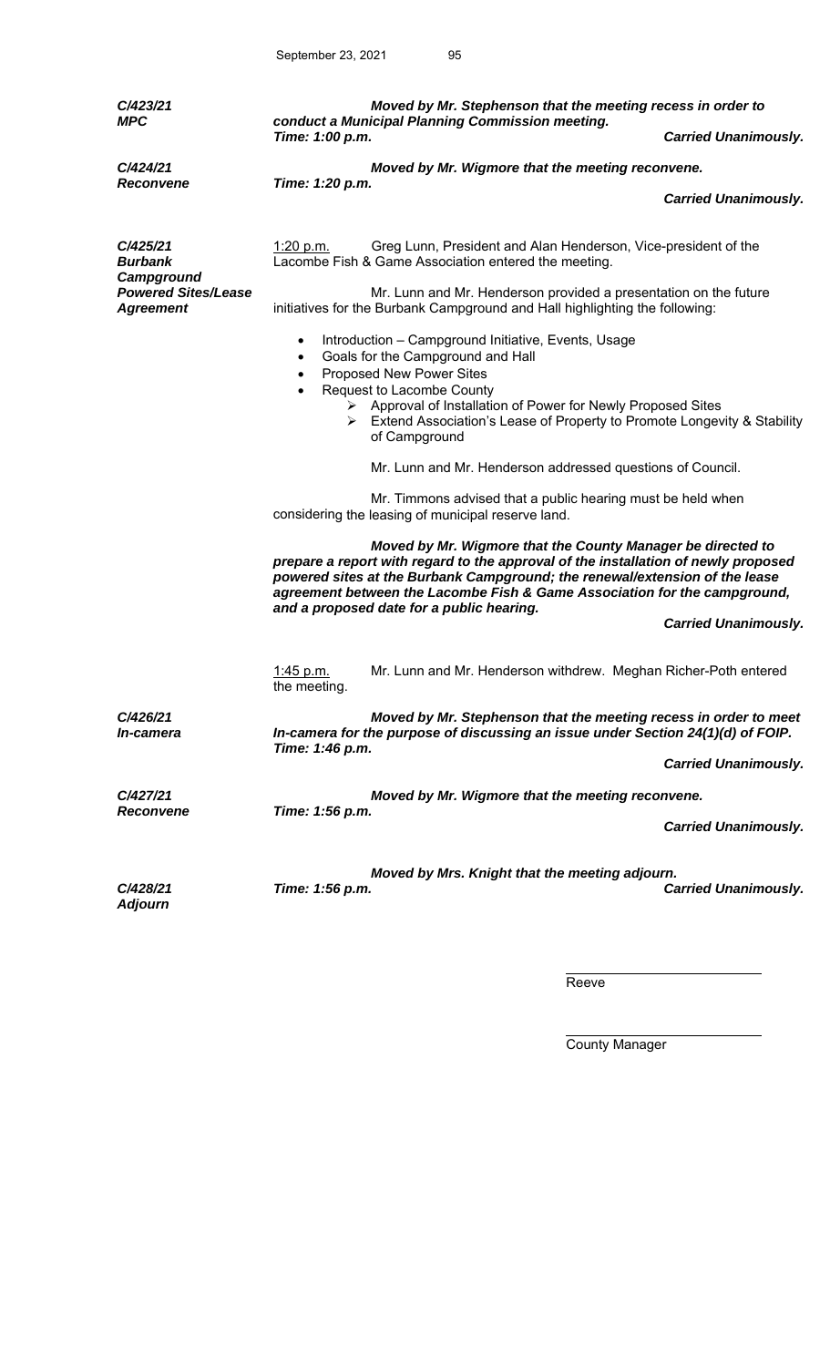***C/423/21***
***MPC***

***Moved by Mr. Stephenson that the meeting recess in order to conduct a Municipal Planning Commission meeting.***
***Time: 1:00 p.m.*** ***Carried Unanimously.***

***C/424/21***
***Reconvene***

***Moved by Mr. Wigmore that the meeting reconvene.***
***Time: 1:20 p.m.***
***Carried Unanimously.***

***C/425/21***
***Burbank Campground Powered Sites/Lease Agreement***

1:20 p.m. Greg Lunn, President and Alan Henderson, Vice-president of the Lacombe Fish & Game Association entered the meeting.

Mr. Lunn and Mr. Henderson provided a presentation on the future initiatives for the Burbank Campground and Hall highlighting the following:

- Introduction – Campground Initiative, Events, Usage
- Goals for the Campground and Hall
- Proposed New Power Sites
- Request to Lacombe County
  - Approval of Installation of Power for Newly Proposed Sites
  - Extend Association's Lease of Property to Promote Longevity & Stability of Campground

Mr. Lunn and Mr. Henderson addressed questions of Council.

Mr. Timmons advised that a public hearing must be held when considering the leasing of municipal reserve land.

***Moved by Mr. Wigmore that the County Manager be directed to prepare a report with regard to the approval of the installation of newly proposed powered sites at the Burbank Campground; the renewal/extension of the lease agreement between the Lacombe Fish & Game Association for the campground, and a proposed date for a public hearing.***

***Carried Unanimously.***

1:45 p.m. Mr. Lunn and Mr. Henderson withdrew. Meghan Richer-Poth entered the meeting.

***C/426/21***
***In-camera***

***Moved by Mr. Stephenson that the meeting recess in order to meet In-camera for the purpose of discussing an issue under Section 24(1)(d) of FOIP.***
***Time: 1:46 p.m.***
***Carried Unanimously.***

***C/427/21***
***Reconvene***

***Moved by Mr. Wigmore that the meeting reconvene.***
***Time: 1:56 p.m.***
***Carried Unanimously.***

***C/428/21***
***Adjourn***

***Moved by Mrs. Knight that the meeting adjourn.***
***Time: 1:56 p.m.*** ***Carried Unanimously.***

Reeve

County Manager